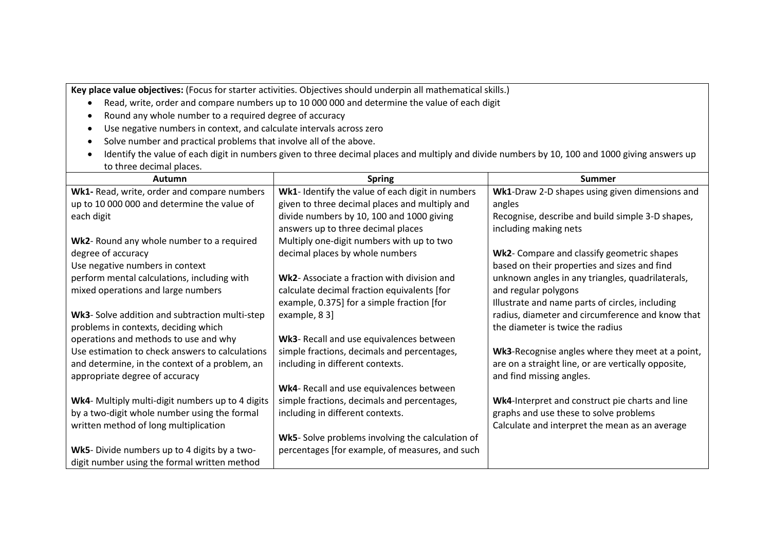**Key place value objectives:** (Focus for starter activities. Objectives should underpin all mathematical skills.)

- Read, write, order and compare numbers up to 10 000 000 and determine the value of each digit
- Round any whole number to a required degree of accuracy
- Use negative numbers in context, and calculate intervals across zero
- Solve number and practical problems that involve all of the above.
- Identify the value of each digit in numbers given to three decimal places and multiply and divide numbers by 10, 100 and 1000 giving answers up to three decimal places.

| Autumn | Spring | Summer |
|---|---|---|
| **Wk1-** Read, write, order and compare numbers up to 10 000 000 and determine the value of each digit<br><br>**Wk2**- Round any whole number to a required degree of accuracy<br>Use negative numbers in context<br>perform mental calculations, including with mixed operations and large numbers<br><br>**Wk3**- Solve addition and subtraction multi-step problems in contexts, deciding which operations and methods to use and why<br>Use estimation to check answers to calculations and determine, in the context of a problem, an appropriate degree of accuracy<br><br>**Wk4**- Multiply multi-digit numbers up to 4 digits by a two-digit whole number using the formal written method of long multiplication<br><br>**Wk5**- Divide numbers up to 4 digits by a two-digit number using the formal written method | **Wk1**- Identify the value of each digit in numbers given to three decimal places and multiply and divide numbers by 10, 100 and 1000 giving answers up to three decimal places<br>Multiply one-digit numbers with up to two decimal places by whole numbers<br><br>**Wk2**- Associate a fraction with division and calculate decimal fraction equivalents [for example, 0.375] for a simple fraction [for example, 8 3]<br><br>**Wk3**- Recall and use equivalences between simple fractions, decimals and percentages, including in different contexts.<br><br>**Wk4**- Recall and use equivalences between simple fractions, decimals and percentages, including in different contexts.<br><br>**Wk5**- Solve problems involving the calculation of percentages [for example, of measures, and such | **Wk1**-Draw 2-D shapes using given dimensions and angles<br>Recognise, describe and build simple 3-D shapes, including making nets<br><br>**Wk2**- Compare and classify geometric shapes based on their properties and sizes and find unknown angles in any triangles, quadrilaterals, and regular polygons<br>Illustrate and name parts of circles, including radius, diameter and circumference and know that the diameter is twice the radius<br><br>**Wk3**-Recognise angles where they meet at a point, are on a straight line, or are vertically opposite, and find missing angles.<br><br>**Wk4**-Interpret and construct pie charts and line graphs and use these to solve problems<br>Calculate and interpret the mean as an average |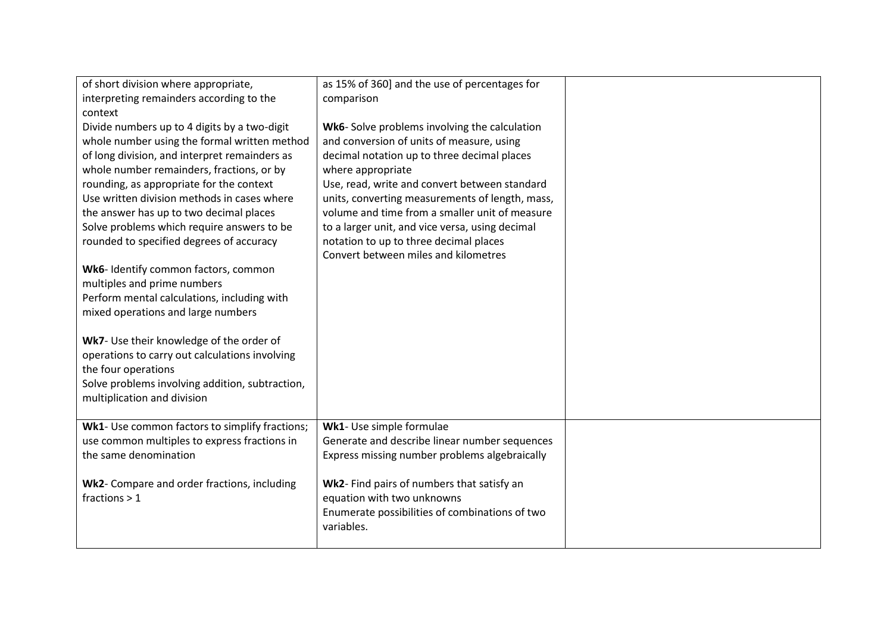| | | |
|---|---|---|
| of short division where appropriate, interpreting remainders according to the context<br>Divide numbers up to 4 digits by a two-digit whole number using the formal written method of long division, and interpret remainders as whole number remainders, fractions, or by rounding, as appropriate for the context<br>Use written division methods in cases where the answer has up to two decimal places<br>Solve problems which require answers to be rounded to specified degrees of accuracy<br><br>**Wk6**- Identify common factors, common multiples and prime numbers<br>Perform mental calculations, including with mixed operations and large numbers<br><br>**Wk7**- Use their knowledge of the order of operations to carry out calculations involving the four operations<br>Solve problems involving addition, subtraction, multiplication and division | as 15% of 360] and the use of percentages for comparison<br><br>**Wk6**- Solve problems involving the calculation and conversion of units of measure, using decimal notation up to three decimal places where appropriate<br>Use, read, write and convert between standard units, converting measurements of length, mass, volume and time from a smaller unit of measure to a larger unit, and vice versa, using decimal notation to up to three decimal places<br>Convert between miles and kilometres | |
| **Wk1**- Use common factors to simplify fractions; use common multiples to express fractions in the same denomination<br><br>**Wk2**- Compare and order fractions, including fractions > 1 | **Wk1**- Use simple formulae<br>Generate and describe linear number sequences<br>Express missing number problems algebraically<br><br>**Wk2**- Find pairs of numbers that satisfy an equation with two unknowns<br>Enumerate possibilities of combinations of two variables. | |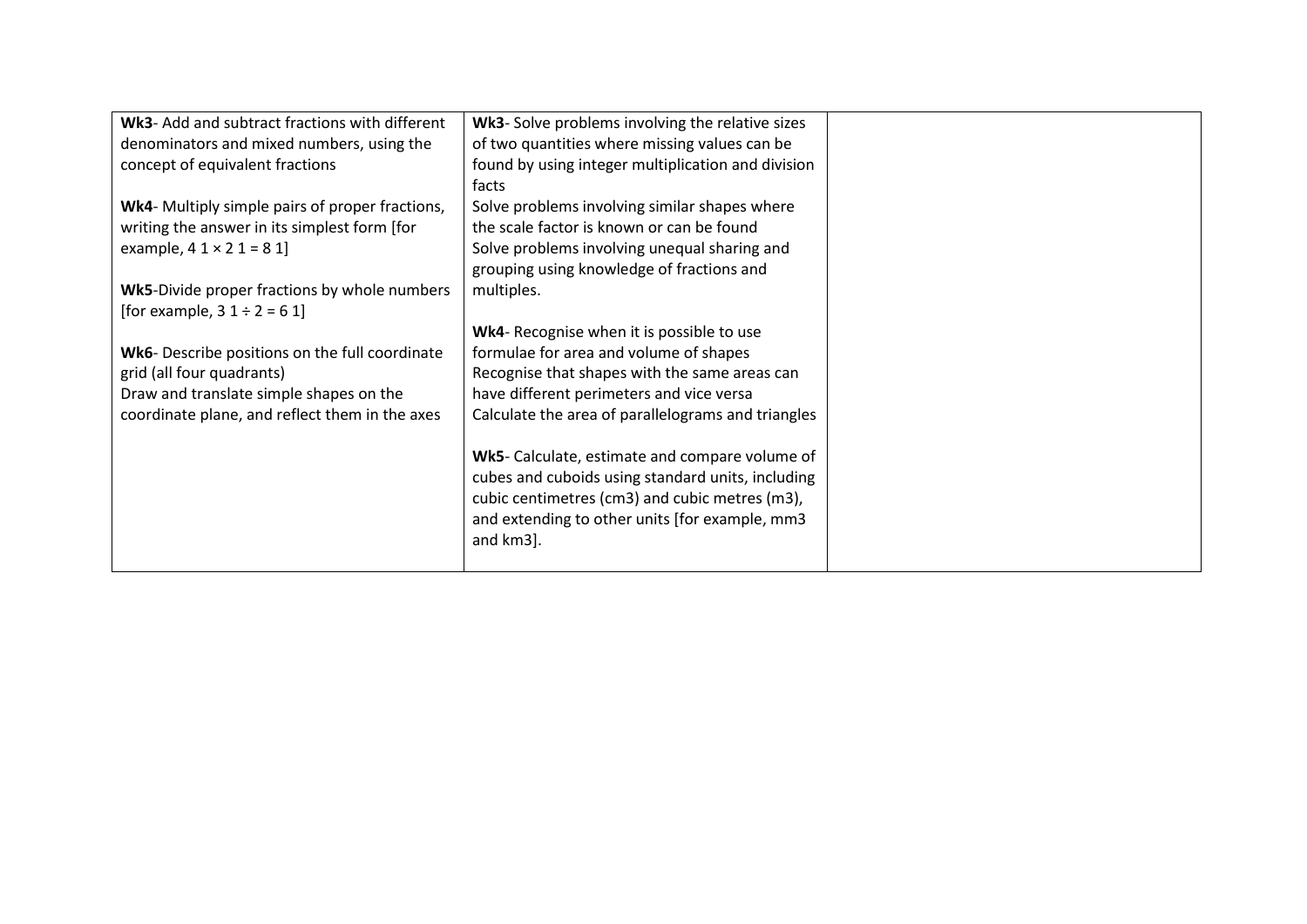| | | |
|---|---|---|
| **Wk3**- Add and subtract fractions with different denominators and mixed numbers, using the concept of equivalent fractions<br><br>**Wk4**- Multiply simple pairs of proper fractions, writing the answer in its simplest form [for example, 4 1 × 2 1 = 8 1]<br><br>**Wk5**-Divide proper fractions by whole numbers [for example, 3 1 ÷ 2 = 6 1]<br><br>**Wk6**- Describe positions on the full coordinate grid (all four quadrants)<br>Draw and translate simple shapes on the coordinate plane, and reflect them in the axes | **Wk3**- Solve problems involving the relative sizes of two quantities where missing values can be found by using integer multiplication and division facts<br>Solve problems involving similar shapes where the scale factor is known or can be found<br>Solve problems involving unequal sharing and grouping using knowledge of fractions and multiples.<br><br>**Wk4**- Recognise when it is possible to use formulae for area and volume of shapes<br>Recognise that shapes with the same areas can have different perimeters and vice versa<br>Calculate the area of parallelograms and triangles<br><br>**Wk5**- Calculate, estimate and compare volume of cubes and cuboids using standard units, including cubic centimetres (cm3) and cubic metres (m3), and extending to other units [for example, mm3 and km3]. | |